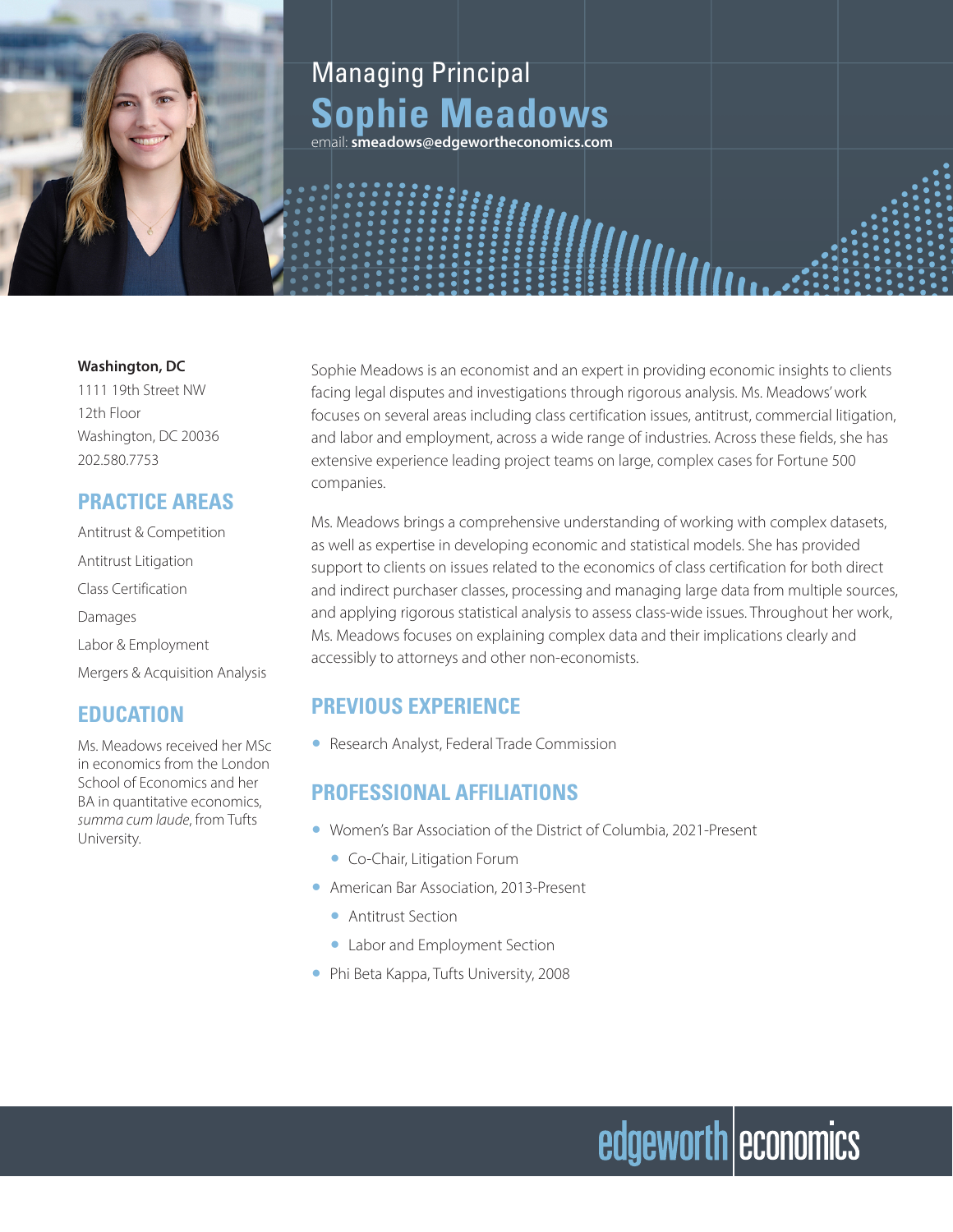Managing Principal

# Sophie Meadows

email: **smeadows@edgewortheconomics.com**

**Washington, DC**
1111 19th Street NW
12th Floor
Washington, DC 20036
202.580.7753

## PRACTICE AREAS

Antitrust & Competition

Antitrust Litigation

Class Certification

Damages

Labor & Employment

Mergers & Acquisition Analysis

## EDUCATION

Ms. Meadows received her MSc in economics from the London School of Economics and her BA in quantitative economics, *summa cum laude*, from Tufts University.

Sophie Meadows is an economist and an expert in providing economic insights to clients facing legal disputes and investigations through rigorous analysis. Ms. Meadows' work focuses on several areas including class certification issues, antitrust, commercial litigation, and labor and employment, across a wide range of industries. Across these fields, she has extensive experience leading project teams on large, complex cases for Fortune 500 companies.

Ms. Meadows brings a comprehensive understanding of working with complex datasets, as well as expertise in developing economic and statistical models. She has provided support to clients on issues related to the economics of class certification for both direct and indirect purchaser classes, processing and managing large data from multiple sources, and applying rigorous statistical analysis to assess class-wide issues. Throughout her work, Ms. Meadows focuses on explaining complex data and their implications clearly and accessibly to attorneys and other non-economists.

## PREVIOUS EXPERIENCE

- Research Analyst, Federal Trade Commission

## PROFESSIONAL AFFILIATIONS

- Women's Bar Association of the District of Columbia, 2021-Present
  - Co-Chair, Litigation Forum
- American Bar Association, 2013-Present
  - Antitrust Section
  - Labor and Employment Section
- Phi Beta Kappa, Tufts University, 2008

edgeworth economics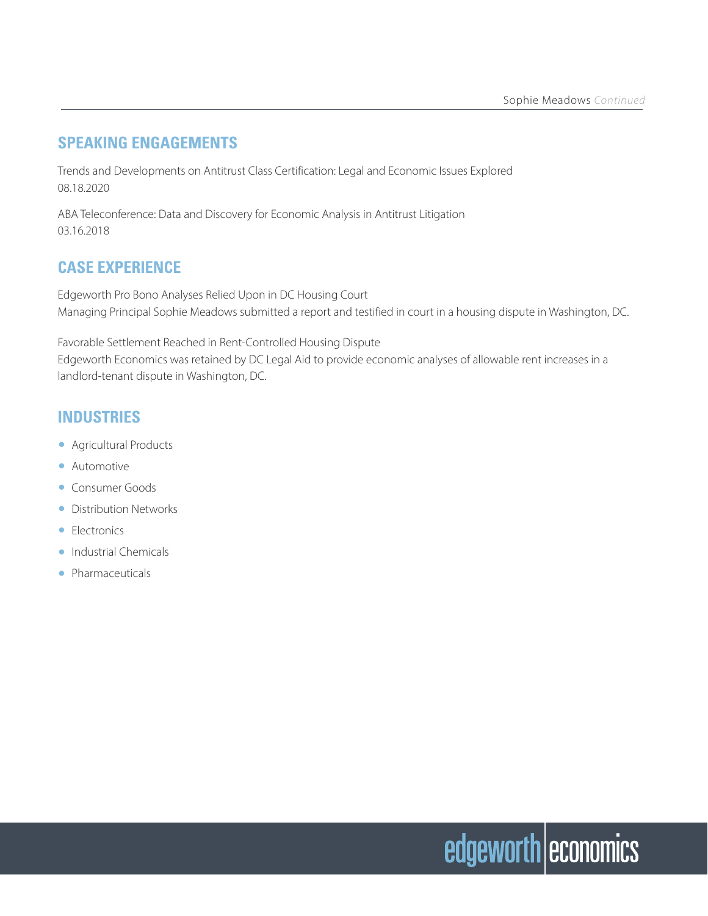## SPEAKING ENGAGEMENTS

Trends and Developments on Antitrust Class Certification: Legal and Economic Issues Explored
08.18.2020

ABA Teleconference: Data and Discovery for Economic Analysis in Antitrust Litigation
03.16.2018

## CASE EXPERIENCE

Edgeworth Pro Bono Analyses Relied Upon in DC Housing Court
Managing Principal Sophie Meadows submitted a report and testified in court in a housing dispute in Washington, DC.

Favorable Settlement Reached in Rent-Controlled Housing Dispute
Edgeworth Economics was retained by DC Legal Aid to provide economic analyses of allowable rent increases in a landlord-tenant dispute in Washington, DC.

## INDUSTRIES

- Agricultural Products
- Automotive
- Consumer Goods
- Distribution Networks
- Electronics
- Industrial Chemicals
- Pharmaceuticals